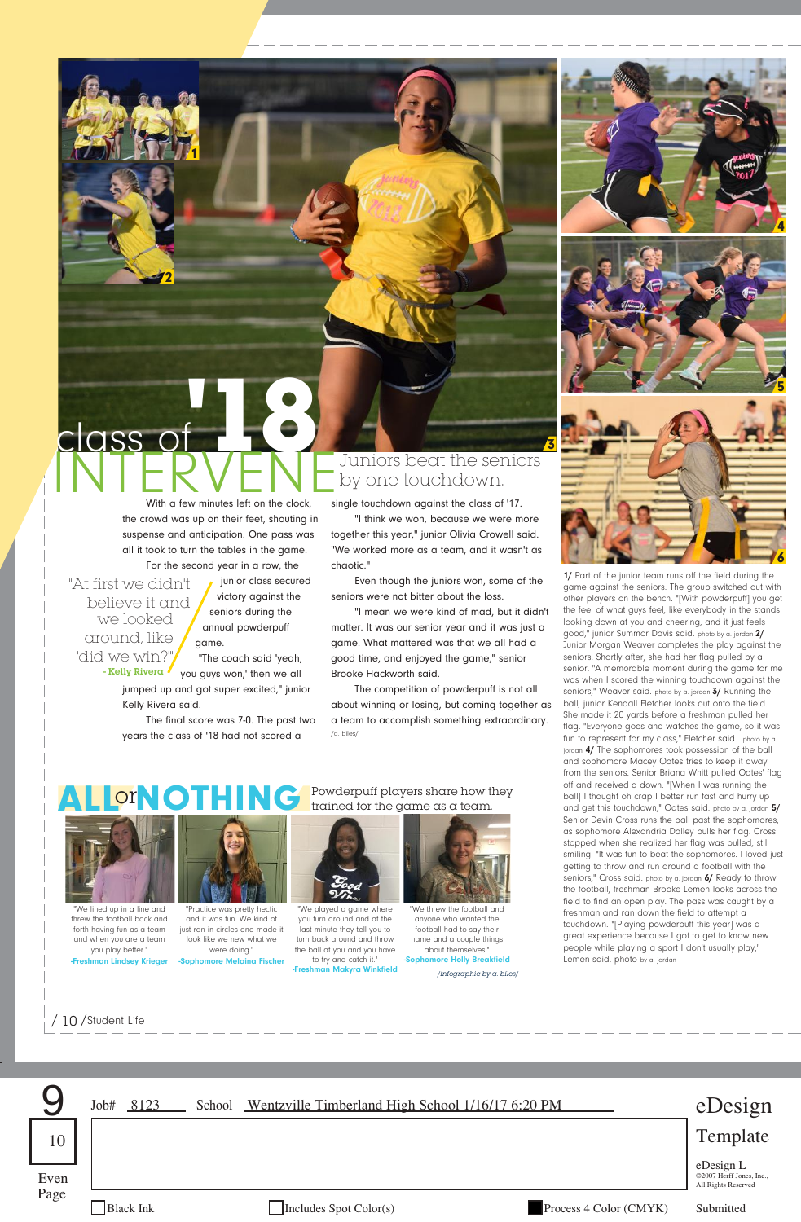# class of '18 INTERVENE

## Juniors beat the seniors by one touchdown.

With a few minutes left on the clock, the crowd was up on their feet, shouting in suspense and anticipation. One pass was all it took to turn the tables in the game.

For the second year in a row, the junior class secured victory against the seniors during the annual powderpuff game.

> "At first we didn't believe it and we looked around, like 'did we win?'"
> - Kelly Rivera

"The coach said 'yeah, you guys won,' then we all jumped up and got super excited," junior Kelly Rivera said.

The final score was 7-0. The past two years the class of '18 had not scored a single touchdown against the class of '17.

"I think we won, because we were more together this year," junior Olivia Crowell said. "We worked more as a team, and it wasn't as chaotic."

Even though the juniors won, some of the seniors were not bitter about the loss.

"I mean we were kind of mad, but it didn't matter. It was our senior year and it was just a game. What mattered was that we all had a good time, and enjoyed the game," senior Brooke Hackworth said.

The competition of powderpuff is not all about winning or losing, but coming together as a team to accomplish something extraordinary. /a. biles/

**1/** Part of the junior team runs off the field during the game against the seniors. The group switched out with other players on the bench. "[With powderpuff] you get the feel of what guys feel, like everybody in the stands looking down at you and cheering, and it just feels good," junior Summor Davis said. photo by a. jordan **2/** Junior Morgan Weaver completes the play against the seniors. Shortly after, she had her flag pulled by a senior. "A memorable moment during the game for me was when I scored the winning touchdown against the seniors," Weaver said. photo by a. jordan **3/** Running the ball, junior Kendall Fletcher looks out onto the field. She made it 20 yards before a freshman pulled her flag. "Everyone goes and watches the game, so it was fun to represent for my class," Fletcher said. photo by a. jordan **4/** The sophomores took possession of the ball and sophomore Macey Oates tries to keep it away from the seniors. Senior Briana Whitt pulled Oates' flag off and received a down. "[When I was running the ball] I thought oh crap I better run fast and hurry up and get this touchdown," Oates said. photo by a. jordan **5/** Senior Devin Cross runs the ball past the sophomores, as sophomore Alexandria Dalley pulls her flag. Cross stopped when she realized her flag was pulled, still smiling. "It was fun to beat the sophomores. I loved just getting to throw and run around a football with the seniors," Cross said. photo by a. jordan **6/** Ready to throw the football, freshman Brooke Lemen looks across the field to find an open play. The pass was caught by a freshman and ran down the field to attempt a touchdown. "[Playing powderpuff this year] was a great experience because I got to get to know new people while playing a sport I don't usually play," Lemen said. photo by a. jordan

## ALL or NOTHING

Powderpuff players share how they trained for the game as a team.

"We lined up in a line and threw the football back and forth having fun as a team and when you are a team you play better."
-Freshman Lindsey Krieger

"Practice was pretty hectic and it was fun. We kind of just ran in circles and made it look like we new what we were doing."
-Sophomore Melaina Fischer

"We played a game where you turn around and at the last minute they tell you to turn back around and throw the ball at you and you have to try and catch it."
-Freshman Makyra Winkfield

"We threw the football and anyone who wanted the football had to say their name and a couple things about themselves."
-Sophomore Holly Breakfield

/infographic by a. biles/

/ 10 /Student Life

Job# 8123 School Wentzville Timberland High School 1/16/17 6:20 PM

9 10 Even Page

eDesign Template

eDesign L ©2007 Herff Jones, Inc., All Rights Reserved

☐ Black Ink ☐ Includes Spot Color(s) ■ Process 4 Color (CMYK) Submitted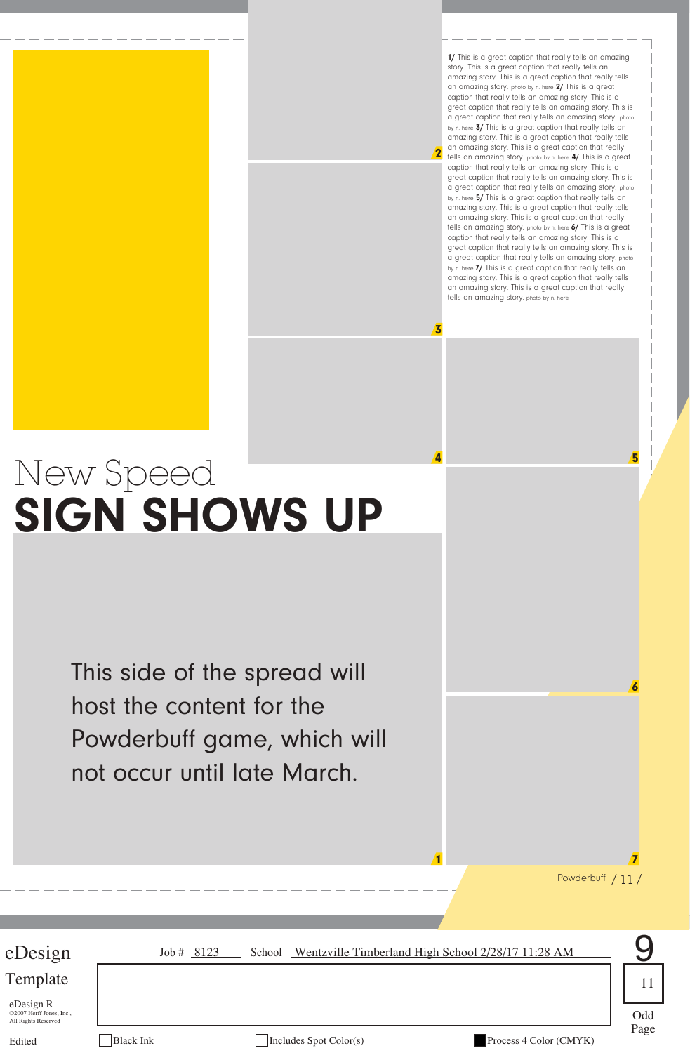1/ This is a great caption that really tells an amazing story. This is a great caption that really tells an amazing story. This is a great caption that really tells an amazing story. photo by n. here 2/ This is a great caption that really tells an amazing story. This is a great caption that really tells an amazing story. This is a great caption that really tells an amazing story. photo by n. here 3/ This is a great caption that really tells an amazing story. This is a great caption that really tells an amazing story. This is a great caption that really tells an amazing story. photo by n. here 4/ This is a great caption that really tells an amazing story. This is a great caption that really tells an amazing story. This is a great caption that really tells an amazing story. photo by n. here 5/ This is a great caption that really tells an amazing story. This is a great caption that really tells an amazing story. This is a great caption that really tells an amazing story. photo by n. here 6/ This is a great caption that really tells an amazing story. This is a great caption that really tells an amazing story. This is a great caption that really tells an amazing story. photo by n. here 7/ This is a great caption that really tells an amazing story. This is a great caption that really tells an amazing story. This is a great caption that really tells an amazing story. photo by n. here

2

3

4

5

# New Speed
# SIGN SHOWS UP

This side of the spread will host the content for the Powderbuff game, which will not occur until late March.

6

1

7

Powderbuff / 11 /

eDesign Template

eDesign R
©2007 Herff Jones, Inc., All Rights Reserved

Job # 8123 School Wentzville Timberland High School 2/28/17 11:28 AM

9

11

Odd Page

Edited

☐ Black Ink ☐ Includes Spot Color(s) ■ Process 4 Color (CMYK)